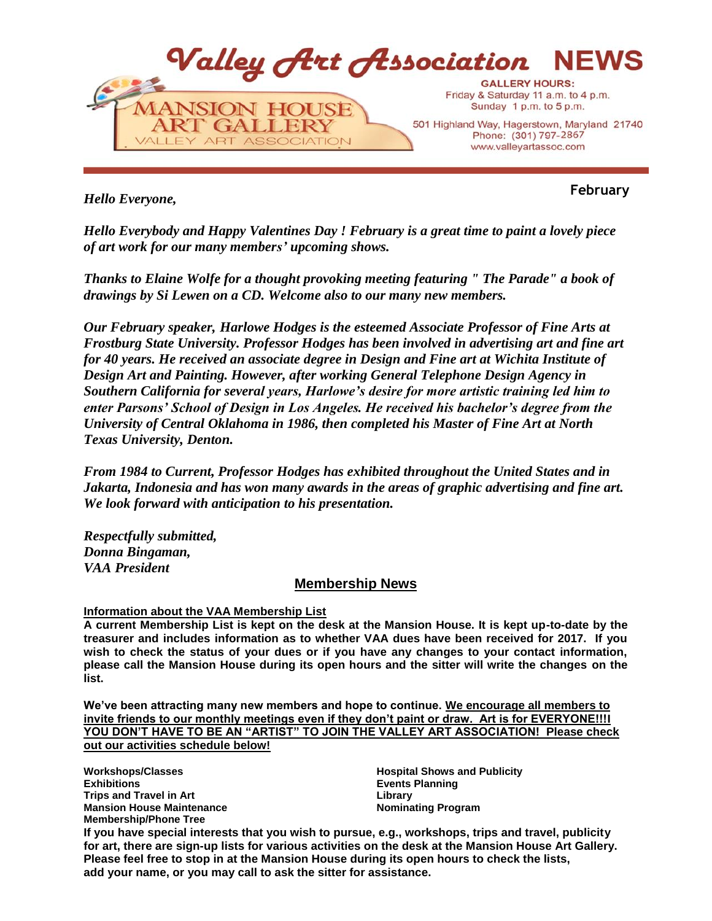# Valley Art Association NEWS

MANSION HOUSE ART GALLERY
VALLEY ART ASSOCIATION

**GALLERY HOURS:**
Friday & Saturday 11 a.m. to 4 p.m.
Sunday 1 p.m. to 5 p.m.

501 Highland Way, Hagerstown, Maryland 21740
Phone: (301) 797-2867
www.valleyartassoc.com

**February**

*Hello Everyone,*

***Hello Everybody and Happy Valentines Day ! February is a great time to paint a lovely piece of art work for our many members' upcoming shows.***

***Thanks to Elaine Wolfe for a thought provoking meeting featuring " The Parade" a book of drawings by Si Lewen on a CD. Welcome also to our many new members.***

***Our February speaker, Harlowe Hodges is the esteemed Associate Professor of Fine Arts at Frostburg State University. Professor Hodges has been involved in advertising art and fine art for 40 years. He received an associate degree in Design and Fine art at Wichita Institute of Design Art and Painting. However, after working General Telephone Design Agency in Southern California for several years, Harlowe's desire for more artistic training led him to enter Parsons' School of Design in Los Angeles. He received his bachelor's degree from the University of Central Oklahoma in 1986, then completed his Master of Fine Art at North Texas University, Denton.***

***From 1984 to Current, Professor Hodges has exhibited throughout the United States and in Jakarta, Indonesia and has won many awards in the areas of graphic advertising and fine art. We look forward with anticipation to his presentation.***

***Respectfully submitted,***
***Donna Bingaman,***
***VAA President***

## Membership News

**Information about the VAA Membership List**

**A current Membership List is kept on the desk at the Mansion House. It is kept up-to-date by the treasurer and includes information as to whether VAA dues have been received for 2017. If you wish to check the status of your dues or if you have any changes to your contact information, please call the Mansion House during its open hours and the sitter will write the changes on the list.**

**We've been attracting many new members and hope to continue. We encourage all members to invite friends to our monthly meetings even if they don't paint or draw. Art is for EVERYONE!!!! YOU DON'T HAVE TO BE AN "ARTIST" TO JOIN THE VALLEY ART ASSOCIATION! Please check out our activities schedule below!**

- **Workshops/Classes**
- **Exhibitions**
- **Trips and Travel in Art**
- **Mansion House Maintenance**
- **Membership/Phone Tree**
- **Hospital Shows and Publicity**
- **Events Planning**
- **Library**
- **Nominating Program**

**If you have special interests that you wish to pursue, e.g., workshops, trips and travel, publicity for art, there are sign-up lists for various activities on the desk at the Mansion House Art Gallery. Please feel free to stop in at the Mansion House during its open hours to check the lists, add your name, or you may call to ask the sitter for assistance.**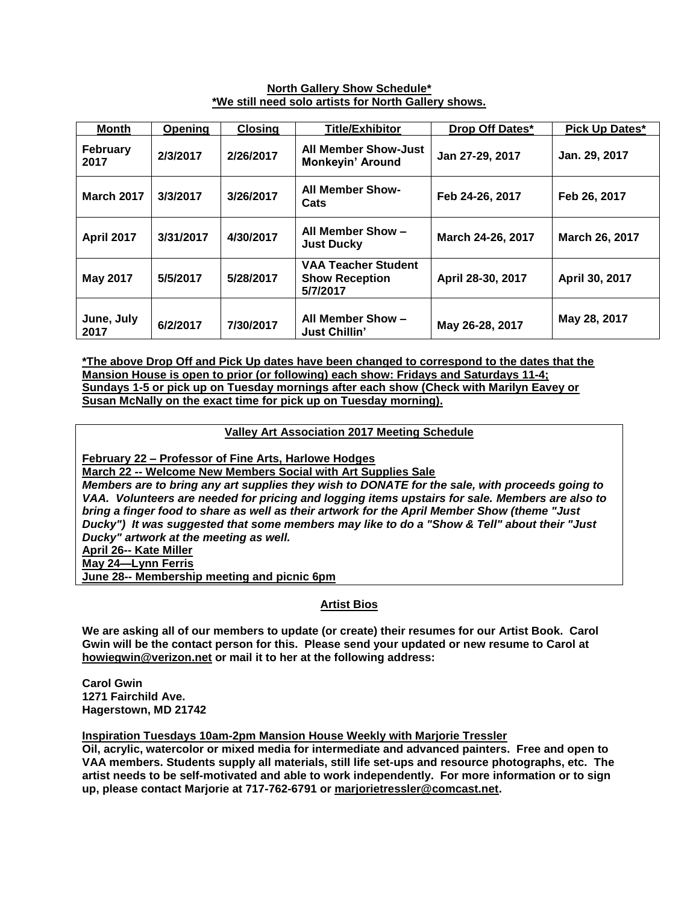**North Gallery Show Schedule***
***We still need solo artists for North Gallery shows.**

| Month | Opening | Closing | Title/Exhibitor | Drop Off Dates* | Pick Up Dates* |
|---|---|---|---|---|---|
| **February 2017** | **2/3/2017** | **2/26/2017** | **All Member Show-Just Monkeyin' Around** | **Jan 27-29, 2017** | **Jan. 29, 2017** |
| **March 2017** | **3/3/2017** | **3/26/2017** | **All Member Show-Cats** | **Feb 24-26, 2017** | **Feb 26, 2017** |
| **April 2017** | **3/31/2017** | **4/30/2017** | **All Member Show – Just Ducky** | **March 24-26, 2017** | **March 26, 2017** |
| **May 2017** | **5/5/2017** | **5/28/2017** | **VAA Teacher Student Show Reception 5/7/2017** | **April 28-30, 2017** | **April 30, 2017** |
| **June, July 2017** | **6/2/2017** | **7/30/2017** | **All Member Show – Just Chillin'** | **May 26-28, 2017** | **May 28, 2017** |

***The above Drop Off and Pick Up dates have been changed to correspond to the dates that the Mansion House is open to prior (or following) each show: Fridays and Saturdays 11-4; Sundays 1-5 or pick up on Tuesday mornings after each show (Check with Marilyn Eavey or Susan McNally on the exact time for pick up on Tuesday morning).**

**Valley Art Association 2017 Meeting Schedule**

**February 22 – Professor of Fine Arts, Harlowe Hodges**
**March 22 -- Welcome New Members Social with Art Supplies Sale**
***Members are to bring any art supplies they wish to DONATE for the sale, with proceeds going to VAA. Volunteers are needed for pricing and logging items upstairs for sale. Members are also to bring a finger food to share as well as their artwork for the April Member Show (theme "Just Ducky") It was suggested that some members may like to do a "Show & Tell" about their "Just Ducky" artwork at the meeting as well.***
**April 26-- Kate Miller**
**May 24—Lynn Ferris**
**June 28-- Membership meeting and picnic 6pm**

**Artist Bios**

**We are asking all of our members to update (or create) their resumes for our Artist Book. Carol Gwin will be the contact person for this. Please send your updated or new resume to Carol at howiegwin@verizon.net or mail it to her at the following address:**

**Carol Gwin**
**1271 Fairchild Ave.**
**Hagerstown, MD 21742**

**Inspiration Tuesdays 10am-2pm Mansion House Weekly with Marjorie Tressler**
**Oil, acrylic, watercolor or mixed media for intermediate and advanced painters. Free and open to VAA members. Students supply all materials, still life set-ups and resource photographs, etc. The artist needs to be self-motivated and able to work independently. For more information or to sign up, please contact Marjorie at 717-762-6791 or marjorietressler@comcast.net.**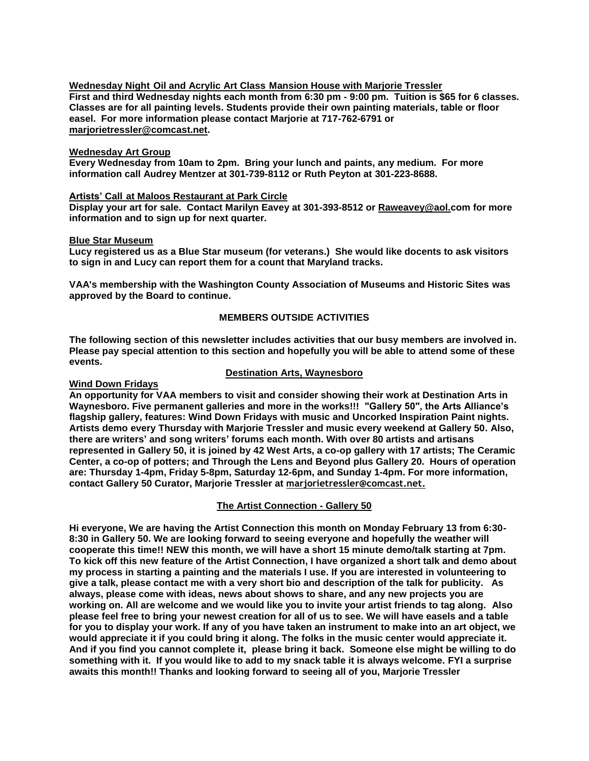**Wednesday Night Oil and Acrylic Art Class Mansion House with Marjorie Tressler**

**First and third Wednesday nights each month from 6:30 pm - 9:00 pm. Tuition is $65 for 6 classes. Classes are for all painting levels. Students provide their own painting materials, table or floor easel. For more information please contact Marjorie at 717-762-6791 or marjorietressler@comcast.net.**

**Wednesday Art Group**

**Every Wednesday from 10am to 2pm. Bring your lunch and paints, any medium. For more information call Audrey Mentzer at 301-739-8112 or Ruth Peyton at 301-223-8688.**

**Artists' Call at Maloos Restaurant at Park Circle**

**Display your art for sale. Contact Marilyn Eavey at 301-393-8512 or Raweavey@aol.com for more information and to sign up for next quarter.**

**Blue Star Museum**

**Lucy registered us as a Blue Star museum (for veterans.) She would like docents to ask visitors to sign in and Lucy can report them for a count that Maryland tracks.**

**VAA's membership with the Washington County Association of Museums and Historic Sites was approved by the Board to continue.**

## MEMBERS OUTSIDE ACTIVITIES

**The following section of this newsletter includes activities that our busy members are involved in. Please pay special attention to this section and hopefully you will be able to attend some of these events.**

### Destination Arts, Waynesboro

**Wind Down Fridays**

**An opportunity for VAA members to visit and consider showing their work at Destination Arts in Waynesboro. Five permanent galleries and more in the works!!! "Gallery 50", the Arts Alliance's flagship gallery, features: Wind Down Fridays with music and Uncorked Inspiration Paint nights. Artists demo every Thursday with Marjorie Tressler and music every weekend at Gallery 50. Also, there are writers' and song writers' forums each month. With over 80 artists and artisans represented in Gallery 50, it is joined by 42 West Arts, a co-op gallery with 17 artists; The Ceramic Center, a co-op of potters; and Through the Lens and Beyond plus Gallery 20. Hours of operation are: Thursday 1-4pm, Friday 5-8pm, Saturday 12-6pm, and Sunday 1-4pm. For more information, contact Gallery 50 Curator, Marjorie Tressler at marjorietressler@comcast.net.**

### The Artist Connection - Gallery 50

**Hi everyone, We are having the Artist Connection this month on Monday February 13 from 6:30-8:30 in Gallery 50. We are looking forward to seeing everyone and hopefully the weather will cooperate this time!! NEW this month, we will have a short 15 minute demo/talk starting at 7pm. To kick off this new feature of the Artist Connection, I have organized a short talk and demo about my process in starting a painting and the materials I use. If you are interested in volunteering to give a talk, please contact me with a very short bio and description of the talk for publicity. As always, please come with ideas, news about shows to share, and any new projects you are working on. All are welcome and we would like you to invite your artist friends to tag along. Also please feel free to bring your newest creation for all of us to see. We will have easels and a table for you to display your work. If any of you have taken an instrument to make into an art object, we would appreciate it if you could bring it along. The folks in the music center would appreciate it. And if you find you cannot complete it, please bring it back. Someone else might be willing to do something with it. If you would like to add to my snack table it is always welcome. FYI a surprise awaits this month!! Thanks and looking forward to seeing all of you, Marjorie Tressler**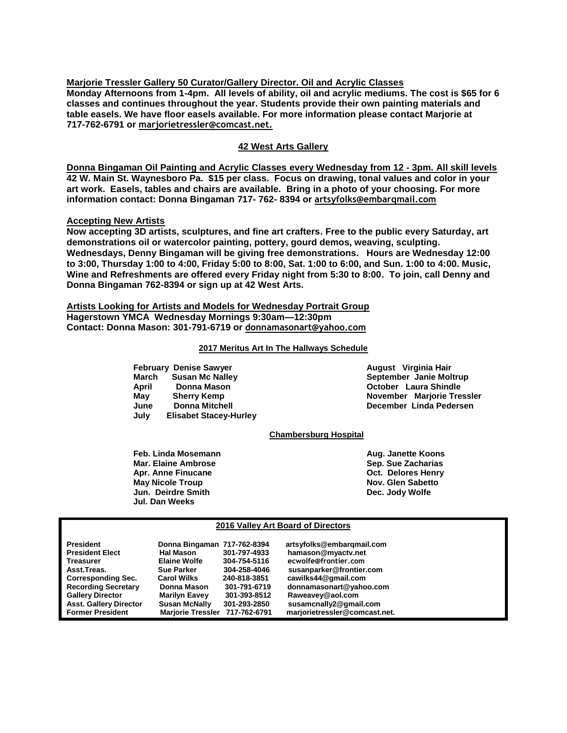**Marjorie Tressler Gallery 50 Curator/Gallery Director. Oil and Acrylic Classes**

**Monday Afternoons from 1-4pm. All levels of ability, oil and acrylic mediums. The cost is $65 for 6 classes and continues throughout the year. Students provide their own painting materials and table easels. We have floor easels available. For more information please contact Marjorie at 717-762-6791 or marjorietressler@comcast.net.**

## 42 West Arts Gallery

**Donna Bingaman Oil Painting and Acrylic Classes every Wednesday from 12 - 3pm. All skill levels**

**42 W. Main St. Waynesboro Pa. $15 per class. Focus on drawing, tonal values and color in your art work. Easels, tables and chairs are available. Bring in a photo of your choosing. For more information contact: Donna Bingaman 717- 762- 8394 or artsyfolks@embarqmail.com**

**Accepting New Artists**

**Now accepting 3D artists, sculptures, and fine art crafters. Free to the public every Saturday, art demonstrations oil or watercolor painting, pottery, gourd demos, weaving, sculpting. Wednesdays, Denny Bingaman will be giving free demonstrations. Hours are Wednesday 12:00 to 3:00, Thursday 1:00 to 4:00, Friday 5:00 to 8:00, Sat. 1:00 to 6:00, and Sun. 1:00 to 4:00. Music, Wine and Refreshments are offered every Friday night from 5:30 to 8:00. To join, call Denny and Donna Bingaman 762-8394 or sign up at 42 West Arts.**

**Artists Looking for Artists and Models for Wednesday Portrait Group**

**Hagerstown YMCA Wednesday Mornings 9:30am—12:30pm**

**Contact: Donna Mason: 301-791-6719 or donnamasonart@yahoo.com**

### 2017 Meritus Art In The Hallways Schedule

| | |
|---|---|
| February Denise Sawyer | August Virginia Hair |
| March Susan Mc Nalley | September Janie Moltrup |
| April Donna Mason | October Laura Shindle |
| May Sherry Kemp | November Marjorie Tressler |
| June Donna Mitchell | December Linda Pedersen |
| July Elisabet Stacey-Hurley | |

### Chambersburg Hospital

| | |
|---|---|
| Feb. Linda Mosemann | Aug. Janette Koons |
| Mar. Elaine Ambrose | Sep. Sue Zacharias |
| Apr. Anne Finucane | Oct. Delores Henry |
| May Nicole Troup | Nov. Glen Sabetto |
| Jun. Deirdre Smith | Dec. Jody Wolfe |
| Jul. Dan Weeks | |

### 2016 Valley Art Board of Directors

| | | | |
|---|---|---|---|
| President | Donna Bingaman | 717-762-8394 | artsyfolks@embarqmail.com |
| President Elect | Hal Mason | 301-797-4933 | hamason@myactv.net |
| Treasurer | Elaine Wolfe | 304-754-5116 | ecwolfe@frontier.com |
| Asst.Treas. | Sue Parker | 304-258-4046 | susanparker@frontier.com |
| Corresponding Sec. | Carol Wilks | 240-818-3851 | cawilks44@gmail.com |
| Recording Secretary | Donna Mason | 301-791-6719 | donnamasonart@yahoo.com |
| Gallery Director | Marilyn Eavey | 301-393-8512 | Raweavey@aol.com |
| Asst. Gallery Director | Susan McNally | 301-293-2850 | susamcnally2@gmail.com |
| Former President | Marjorie Tressler | 717-762-6791 | marjorietressler@comcast.net. |